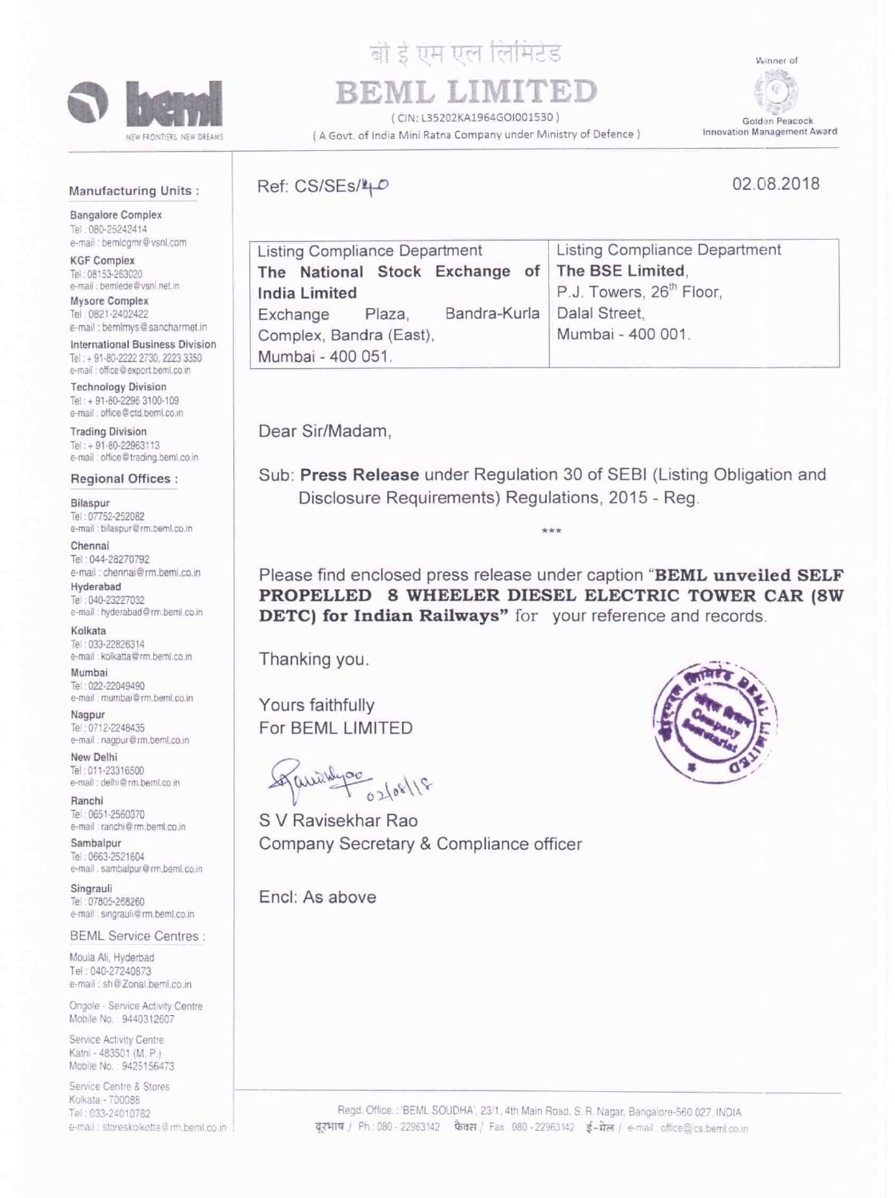बी इ एम एल लिमिटेड

# BEML LIMITED

(CIN: L35202KA1964GOI001530)

(A Govt. of India Mini Ratna Company under Ministry of Defence)

Winner of Golden Peacock Innovation Management Award

**Manufacturing Units :**

Bangalore Complex
Tel : 080-25242414
e-mail : bemlcgmr@vsnl.com

KGF Complex
Tel : 08153-263020
e-mail : bemlede@vsnl.net.in

Mysore Complex
Tel : 0821-2402422
e-mail : bemlmys@sancharnet.in

International Business Division
Tel : + 91-80-2222 2730, 2223 3350
e-mail : office@export.beml.co.in

Technology Division
Tel : + 91-80-2296 3100-109
e-mail : office@ctd.beml.co.in

Trading Division
Tel : + 91-80-22963113
e-mail : office@trading.beml.co.in

**Regional Offices :**

Bilaspur
Tel : 07752-252082
e-mail : bilaspur@rm.beml.co.in

Chennai
Tel : 044-28270792
e-mail : chennai@rm.beml.co.in

Hyderabad
Tel : 040-23227032
e-mail : hyderabad@rm.beml.co.in

Kolkata
Tel : 033-22826314
e-mail : kolkatta@rm.beml.co.in

Mumbai
Tel : 022-22049490
e-mail : mumbai@rm.beml.co.in

Nagpur
Tel : 0712-2248435
e-mail : nagpur@rm.beml.co.in

New Delhi
Tel : 011-23316500
e-mail : delhi@rm.beml.co.in

Ranchi
Tel : 0651-2560370
e-mail : ranchi@rm.beml.co.in

Sambalpur
Tel : 0663-2521604
e-mail : sambalpur@rm.beml.co.in

Singrauli
Tel : 07805-268260
e-mail : singrauli@rm.beml.co.in

**BEML Service Centres :**

Moula Ali, Hyderbad
Tel : 040-27240873
e-mail : sh@Zonal.beml.co.in

Ongole - Service Activity Centre
Mobile No. : 9440312607

Service Activity Centre
Katni - 483501 (M. P.)
Mobile No. : 9425156473

Service Centre & Stores
Kolkata - 700088
Tel : 033-24010782
e-mail : storeskolkotte@rm.beml.co.in

Ref: CS/SEs/40

02.08.2018

| Listing Compliance Department **The National Stock Exchange of India Limited** Exchange Plaza, Bandra-Kurla Complex, Bandra (East), Mumbai - 400 051. | Listing Compliance Department **The BSE Limited**, P.J. Towers, 26th Floor, Dalal Street, Mumbai - 400 001. |
|---|---|

Dear Sir/Madam,

Sub: **Press Release** under Regulation 30 of SEBI (Listing Obligation and Disclosure Requirements) Regulations, 2015 - Reg.

***

Please find enclosed press release under caption "**BEML unveiled SELF PROPELLED 8 WHEELER DIESEL ELECTRIC TOWER CAR (8W DETC) for Indian Railways**" for your reference and records.

Thanking you.

Yours faithfully
For BEML LIMITED

02/08/18

S V Ravisekhar Rao
Company Secretary & Compliance officer

Encl: As above

Regd. Office. : 'BEML SOUDHA', 23/1, 4th Main Road, S. R. Nagar, Bangalore-560 027. INDIA
दूरभाष / Ph : 080 - 22963142 फैक्स / Fax : 080 - 22963142 ई-मेल / e-mail : office@cs.beml.co.in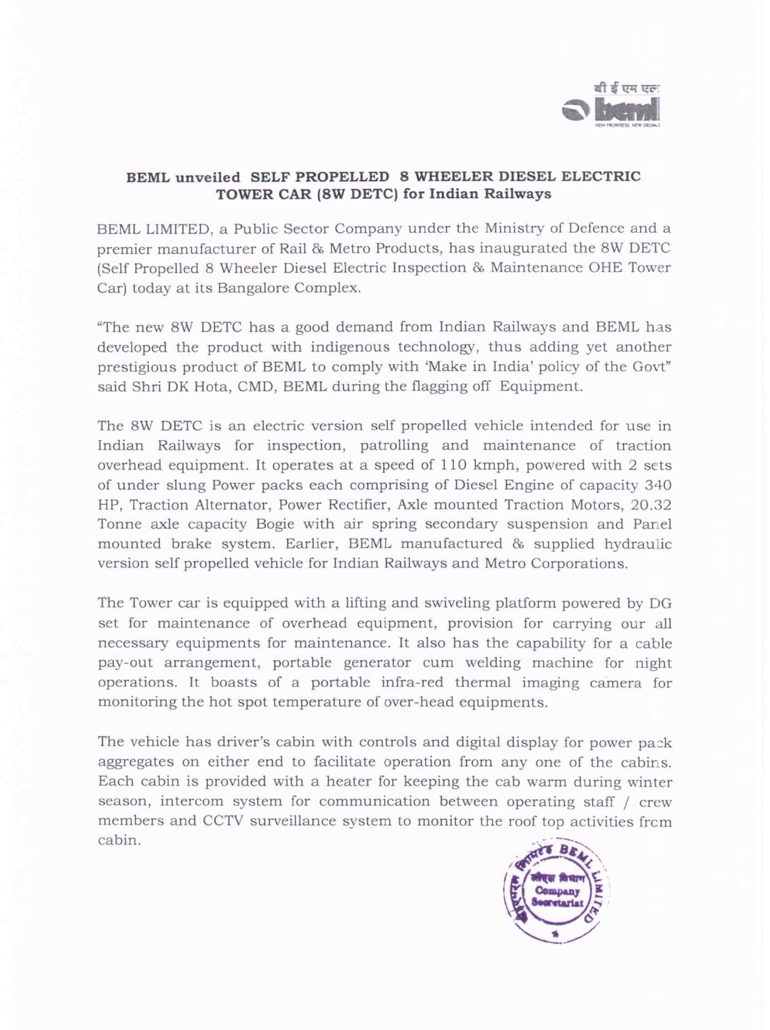## BEML unveiled SELF PROPELLED 8 WHEELER DIESEL ELECTRIC TOWER CAR (8W DETC) for Indian Railways

BEML LIMITED, a Public Sector Company under the Ministry of Defence and a premier manufacturer of Rail & Metro Products, has inaugurated the 8W DETC (Self Propelled 8 Wheeler Diesel Electric Inspection & Maintenance OHE Tower Car) today at its Bangalore Complex.

"The new 8W DETC has a good demand from Indian Railways and BEML has developed the product with indigenous technology, thus adding yet another prestigious product of BEML to comply with 'Make in India' policy of the Govt" said Shri DK Hota, CMD, BEML during the flagging off Equipment.

The 8W DETC is an electric version self propelled vehicle intended for use in Indian Railways for inspection, patrolling and maintenance of traction overhead equipment. It operates at a speed of 110 kmph, powered with 2 sets of under slung Power packs each comprising of Diesel Engine of capacity 340 HP, Traction Alternator, Power Rectifier, Axle mounted Traction Motors, 20.32 Tonne axle capacity Bogie with air spring secondary suspension and Panel mounted brake system. Earlier, BEML manufactured & supplied hydraulic version self propelled vehicle for Indian Railways and Metro Corporations.

The Tower car is equipped with a lifting and swiveling platform powered by DG set for maintenance of overhead equipment, provision for carrying our all necessary equipments for maintenance. It also has the capability for a cable pay-out arrangement, portable generator cum welding machine for night operations. It boasts of a portable infra-red thermal imaging camera for monitoring the hot spot temperature of over-head equipments.

The vehicle has driver's cabin with controls and digital display for power pack aggregates on either end to facilitate operation from any one of the cabins. Each cabin is provided with a heater for keeping the cab warm during winter season, intercom system for communication between operating staff / crew members and CCTV surveillance system to monitor the roof top activities from cabin.